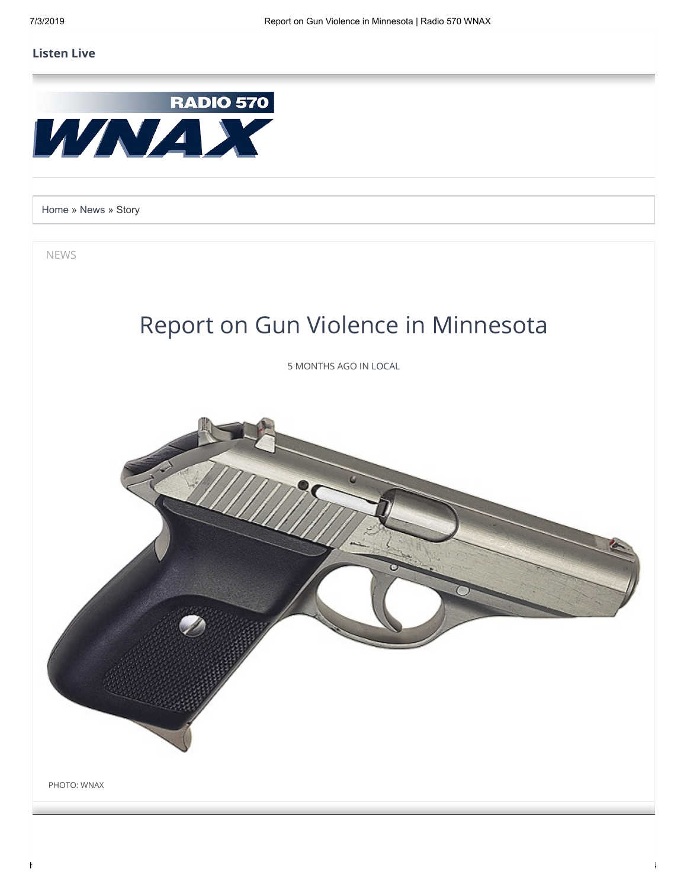Listen Live

Home » News » Story

NEWS

# Report on Gun Violence in Minnesota

5 MONTHS AGO IN LOCAL

PHOTO: WNAX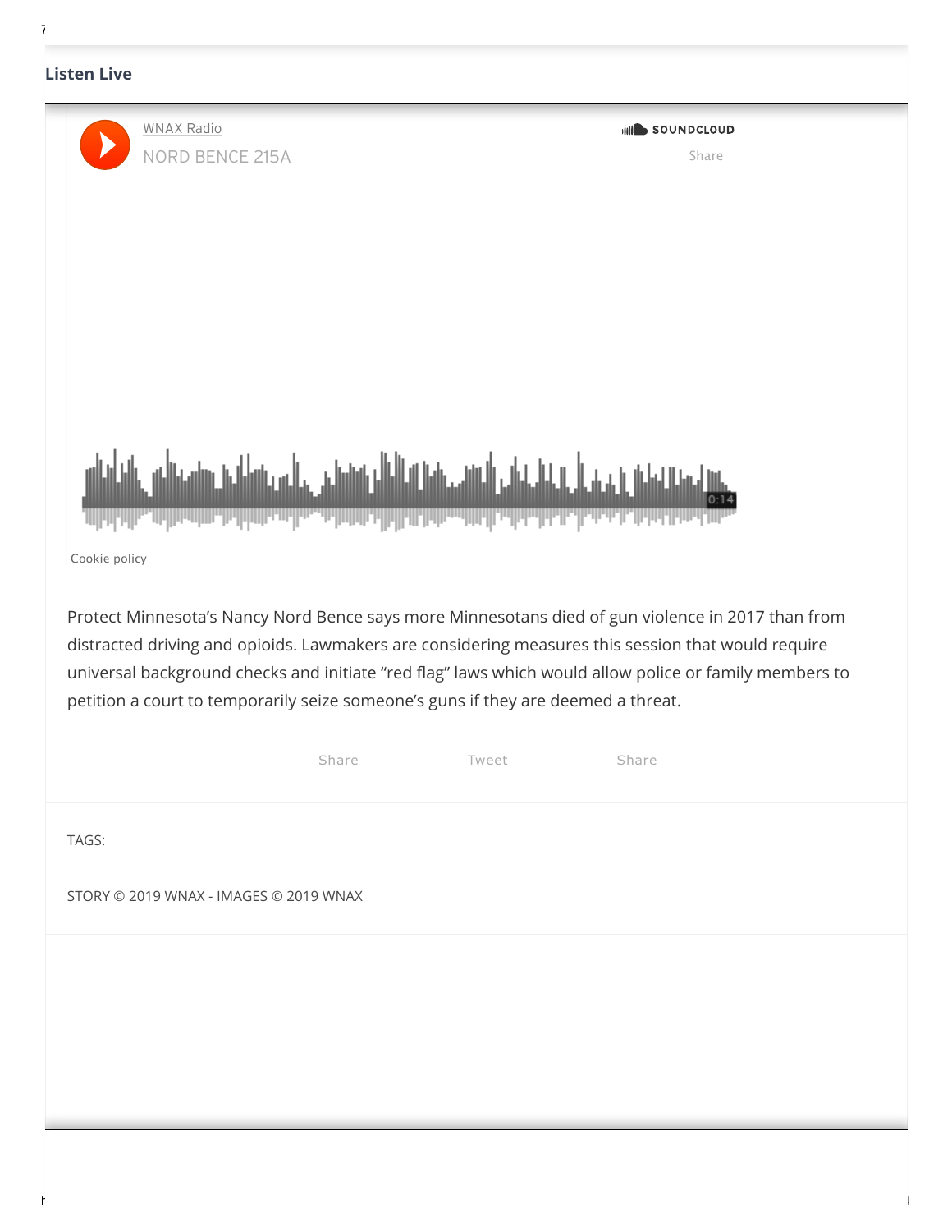**Listen Live**

WNAX Radio

NORD BENCE 215A

SOUNDCLOUD

Share

0:14

Cookie policy

Protect Minnesota's Nancy Nord Bence says more Minnesotans died of gun violence in 2017 than from distracted driving and opioids. Lawmakers are considering measures this session that would require universal background checks and initiate "red flag" laws which would allow police or family members to petition a court to temporarily seize someone's guns if they are deemed a threat.

Share Tweet Share

TAGS:

STORY © 2019 WNAX - IMAGES © 2019 WNAX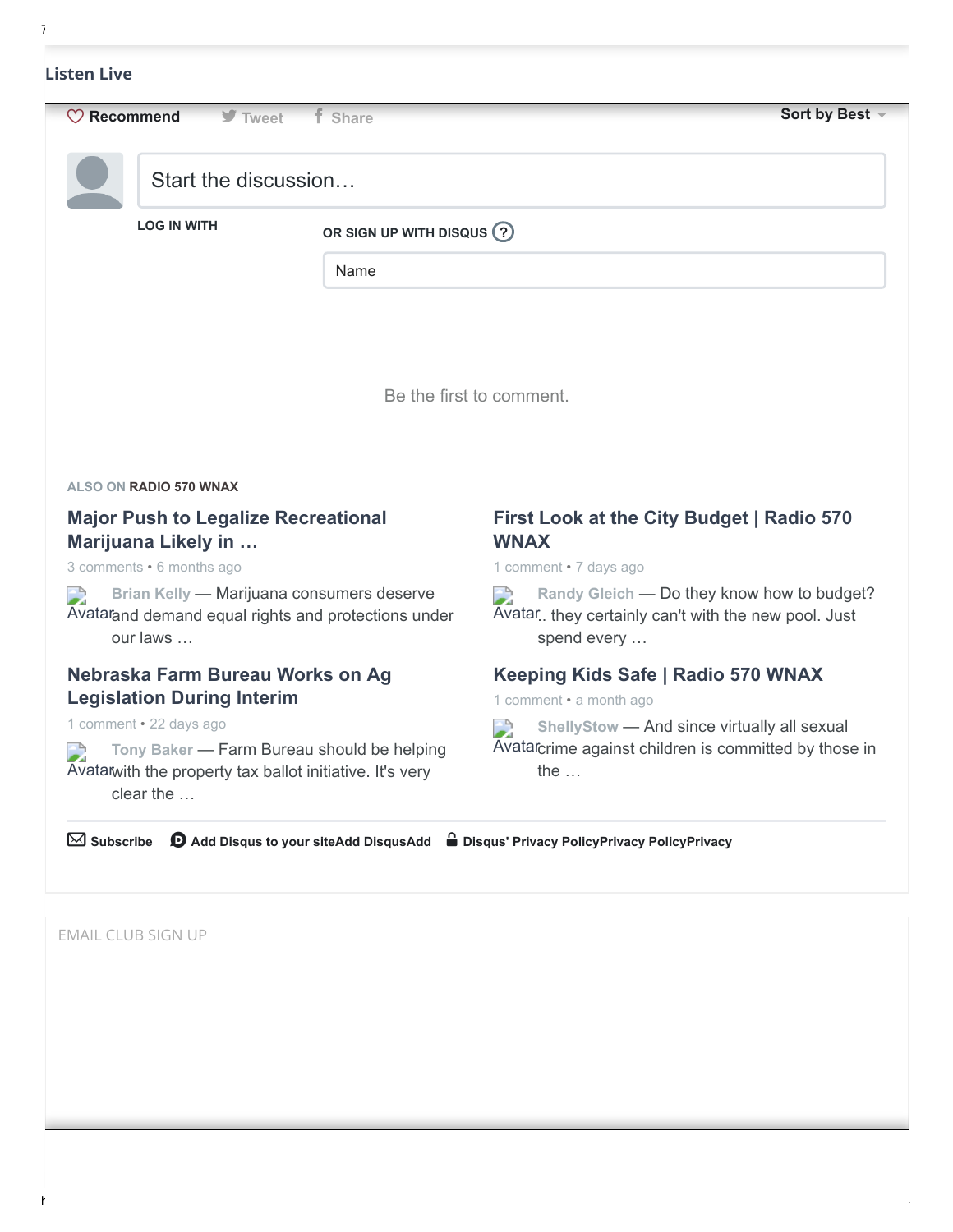Listen Live

♡ Recommend    Tweet    Share    Sort by Best

Start the discussion…

LOG IN WITH

OR SIGN UP WITH DISQUS ?

Name

Be the first to comment.

ALSO ON **RADIO 570 WNAX**

**Major Push to Legalize Recreational Marijuana Likely in …**

3 comments • 6 months ago

Avatar Brian Kelly — Marijuana consumers deserve and demand equal rights and protections under our laws …

**Nebraska Farm Bureau Works on Ag Legislation During Interim**

1 comment • 22 days ago

Avatar Tony Baker — Farm Bureau should be helping with the property tax ballot initiative. It's very clear the …

**First Look at the City Budget | Radio 570 WNAX**

1 comment • 7 days ago

Avatar Randy Gleich — Do they know how to budget? .. they certainly can't with the new pool. Just spend every …

**Keeping Kids Safe | Radio 570 WNAX**

1 comment • a month ago

Avatar ShellyStow — And since virtually all sexual crime against children is committed by those in the …

Subscribe    Add Disqus to your siteAdd DisqusAdd    Disqus' Privacy PolicyPrivacy PolicyPrivacy

EMAIL CLUB SIGN UP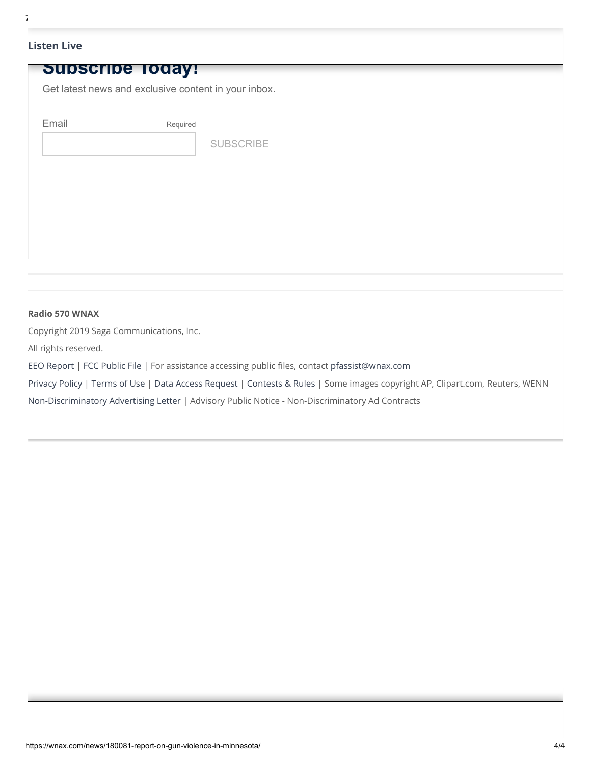**Listen Live**

## Subscribe Today!

Get latest news and exclusive content in your inbox.

Email Required

SUBSCRIBE

**Radio 570 WNAX**

Copyright 2019 Saga Communications, Inc.

All rights reserved.

EEO Report | FCC Public File | For assistance accessing public files, contact pfassist@wnax.com

Privacy Policy | Terms of Use | Data Access Request | Contests & Rules | Some images copyright AP, Clipart.com, Reuters, WENN

Non-Discriminatory Advertising Letter | Advisory Public Notice - Non-Discriminatory Ad Contracts